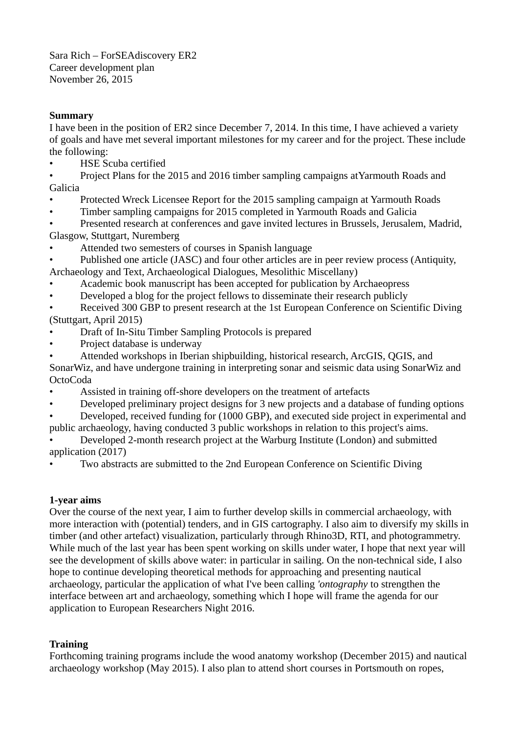Sara Rich – ForSEAdiscovery ER2
Career development plan
November 26, 2015

**Summary**

I have been in the position of ER2 since December 7, 2014. In this time, I have achieved a variety of goals and have met several important milestones for my career and for the project. These include the following:

- HSE Scuba certified
- Project Plans for the 2015 and 2016 timber sampling campaigns atYarmouth Roads and Galicia
- Protected Wreck Licensee Report for the 2015 sampling campaign at Yarmouth Roads
- Timber sampling campaigns for 2015 completed in Yarmouth Roads and Galicia
- Presented research at conferences and gave invited lectures in Brussels, Jerusalem, Madrid, Glasgow, Stuttgart, Nuremberg
- Attended two semesters of courses in Spanish language
- Published one article (JASC) and four other articles are in peer review process (Antiquity, Archaeology and Text, Archaeological Dialogues, Mesolithic Miscellany)
- Academic book manuscript has been accepted for publication by Archaeopress
- Developed a blog for the project fellows to disseminate their research publicly
- Received 300 GBP to present research at the 1st European Conference on Scientific Diving (Stuttgart, April 2015)
- Draft of In-Situ Timber Sampling Protocols is prepared
- Project database is underway
- Attended workshops in Iberian shipbuilding, historical research, ArcGIS, QGIS, and SonarWiz, and have undergone training in interpreting sonar and seismic data using SonarWiz and OctoCoda
- Assisted in training off-shore developers on the treatment of artefacts
- Developed preliminary project designs for 3 new projects and a database of funding options
- Developed, received funding for (1000 GBP), and executed side project in experimental and public archaeology, having conducted 3 public workshops in relation to this project's aims.
- Developed 2-month research project at the Warburg Institute (London) and submitted application (2017)
- Two abstracts are submitted to the 2nd European Conference on Scientific Diving

**1-year aims**

Over the course of the next year, I aim to further develop skills in commercial archaeology, with more interaction with (potential) tenders, and in GIS cartography. I also aim to diversify my skills in timber (and other artefact) visualization, particularly through Rhino3D, RTI, and photogrammetry. While much of the last year has been spent working on skills under water, I hope that next year will see the development of skills above water: in particular in sailing. On the non-technical side, I also hope to continue developing theoretical methods for approaching and presenting nautical archaeology, particular the application of what I've been calling *'ontography* to strengthen the interface between art and archaeology, something which I hope will frame the agenda for our application to European Researchers Night 2016.

**Training**

Forthcoming training programs include the wood anatomy workshop (December 2015) and nautical archaeology workshop (May 2015). I also plan to attend short courses in Portsmouth on ropes,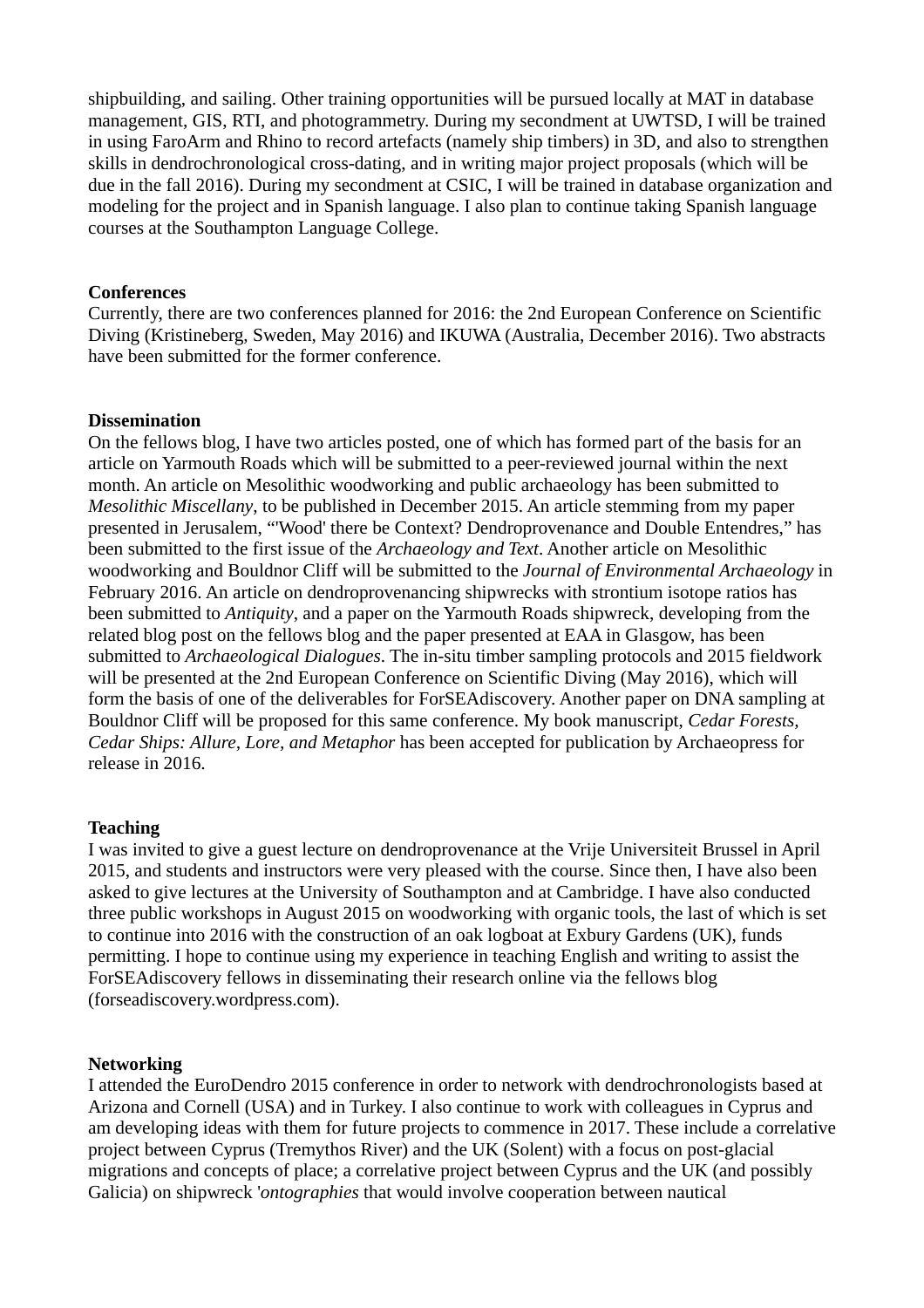shipbuilding, and sailing. Other training opportunities will be pursued locally at MAT in database management, GIS, RTI, and photogrammetry. During my secondment at UWTSD, I will be trained in using FaroArm and Rhino to record artefacts (namely ship timbers) in 3D, and also to strengthen skills in dendrochronological cross-dating, and in writing major project proposals (which will be due in the fall 2016). During my secondment at CSIC, I will be trained in database organization and modeling for the project and in Spanish language. I also plan to continue taking Spanish language courses at the Southampton Language College.

**Conferences**
Currently, there are two conferences planned for 2016: the 2nd European Conference on Scientific Diving (Kristineberg, Sweden, May 2016) and IKUWA (Australia, December 2016). Two abstracts have been submitted for the former conference.

**Dissemination**
On the fellows blog, I have two articles posted, one of which has formed part of the basis for an article on Yarmouth Roads which will be submitted to a peer-reviewed journal within the next month. An article on Mesolithic woodworking and public archaeology has been submitted to *Mesolithic Miscellany*, to be published in December 2015. An article stemming from my paper presented in Jerusalem, "'Wood' there be Context? Dendroprovenance and Double Entendres," has been submitted to the first issue of the *Archaeology and Text*. Another article on Mesolithic woodworking and Bouldnor Cliff will be submitted to the *Journal of Environmental Archaeology* in February 2016. An article on dendroprovenancing shipwrecks with strontium isotope ratios has been submitted to *Antiquity*, and a paper on the Yarmouth Roads shipwreck, developing from the related blog post on the fellows blog and the paper presented at EAA in Glasgow, has been submitted to *Archaeological Dialogues*. The in-situ timber sampling protocols and 2015 fieldwork will be presented at the 2nd European Conference on Scientific Diving (May 2016), which will form the basis of one of the deliverables for ForSEAdiscovery. Another paper on DNA sampling at Bouldnor Cliff will be proposed for this same conference. My book manuscript, *Cedar Forests, Cedar Ships: Allure, Lore, and Metaphor* has been accepted for publication by Archaeopress for release in 2016.

**Teaching**
I was invited to give a guest lecture on dendroprovenance at the Vrije Universiteit Brussel in April 2015, and students and instructors were very pleased with the course. Since then, I have also been asked to give lectures at the University of Southampton and at Cambridge. I have also conducted three public workshops in August 2015 on woodworking with organic tools, the last of which is set to continue into 2016 with the construction of an oak logboat at Exbury Gardens (UK), funds permitting. I hope to continue using my experience in teaching English and writing to assist the ForSEAdiscovery fellows in disseminating their research online via the fellows blog (forseadiscovery.wordpress.com).

**Networking**
I attended the EuroDendro 2015 conference in order to network with dendrochronologists based at Arizona and Cornell (USA) and in Turkey. I also continue to work with colleagues in Cyprus and am developing ideas with them for future projects to commence in 2017. These include a correlative project between Cyprus (Tremythos River) and the UK (Solent) with a focus on post-glacial migrations and concepts of place; a correlative project between Cyprus and the UK (and possibly Galicia) on shipwreck '*ontographies* that would involve cooperation between nautical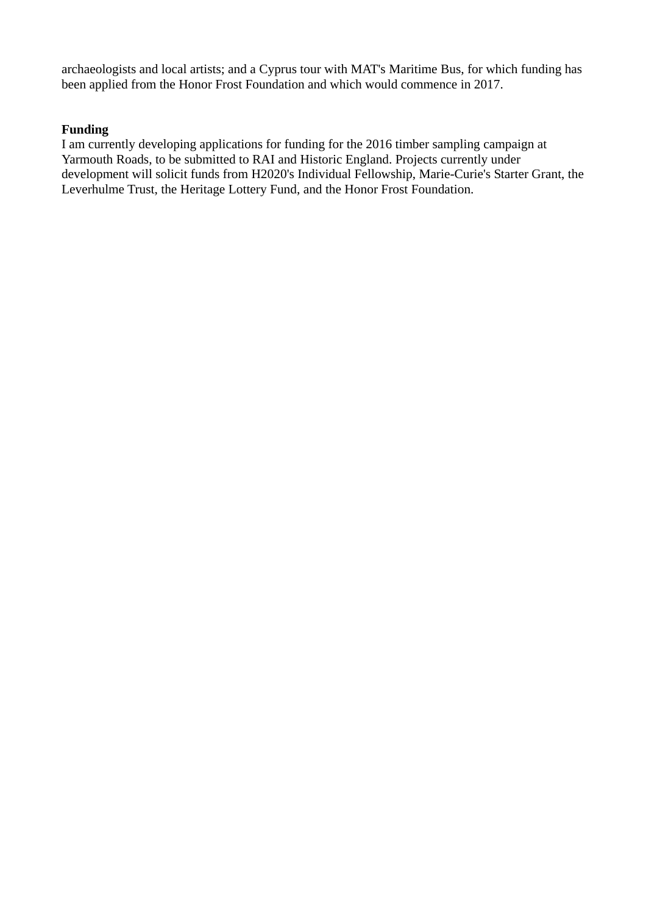archaeologists and local artists; and a Cyprus tour with MAT's Maritime Bus, for which funding has been applied from the Honor Frost Foundation and which would commence in 2017.

**Funding**

I am currently developing applications for funding for the 2016 timber sampling campaign at Yarmouth Roads, to be submitted to RAI and Historic England. Projects currently under development will solicit funds from H2020's Individual Fellowship, Marie-Curie's Starter Grant, the Leverhulme Trust, the Heritage Lottery Fund, and the Honor Frost Foundation.